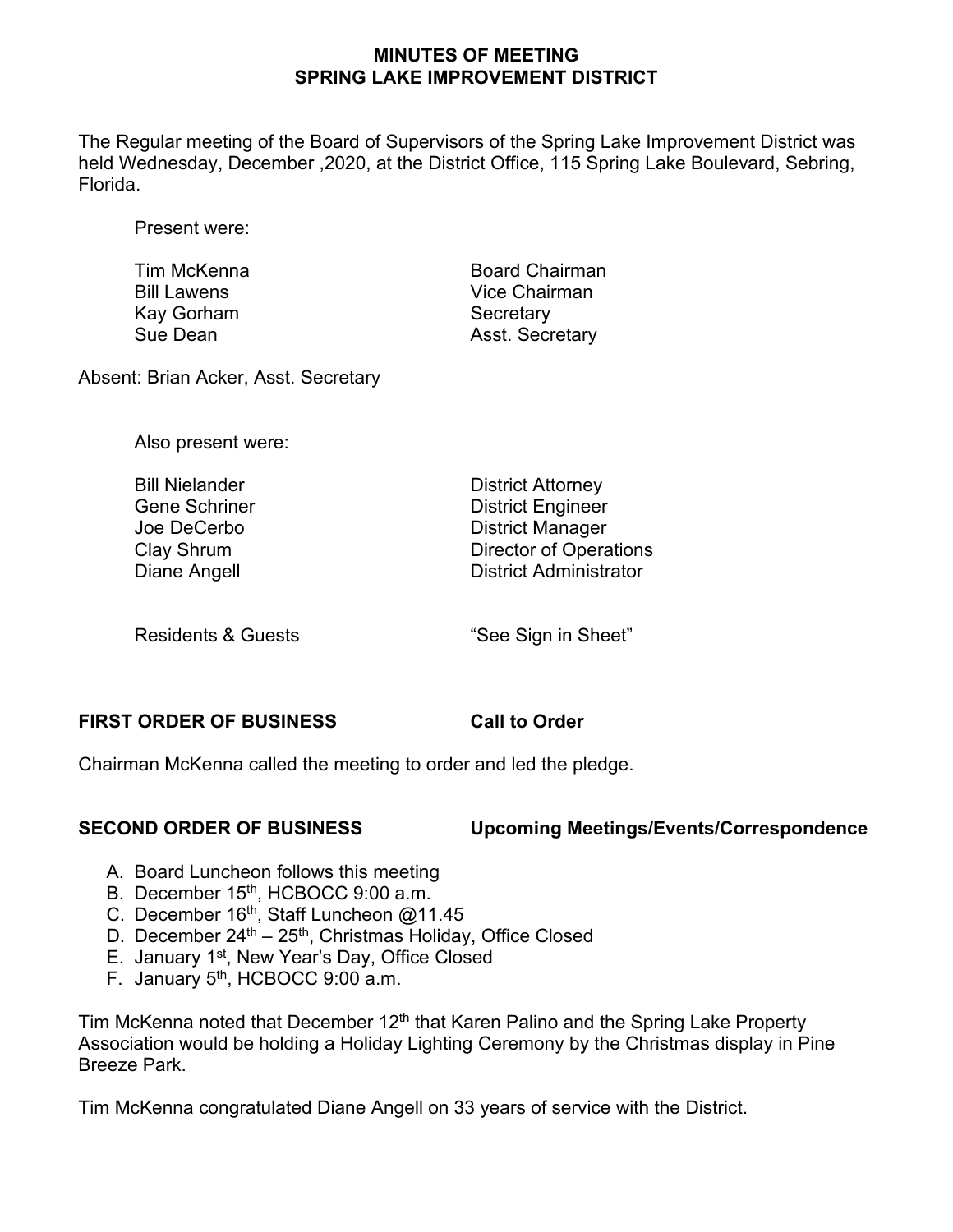# MINUTES OF MEETING
# SPRING LAKE IMPROVEMENT DISTRICT

The Regular meeting of the Board of Supervisors of the Spring Lake Improvement District was held Wednesday, December ,2020, at the District Office, 115 Spring Lake Boulevard, Sebring, Florida.

Present were:

| | |
|---|---|
| Tim McKenna | Board Chairman |
| Bill Lawens | Vice Chairman |
| Kay Gorham | Secretary |
| Sue Dean | Asst. Secretary |

Absent: Brian Acker, Asst. Secretary

Also present were:

| | |
|---|---|
| Bill Nielander | District Attorney |
| Gene Schriner | District Engineer |
| Joe DeCerbo | District Manager |
| Clay Shrum | Director of Operations |
| Diane Angell | District Administrator |

| | |
|---|---|
| Residents & Guests | "See Sign in Sheet" |

**FIRST ORDER OF BUSINESS** **Call to Order**

Chairman McKenna called the meeting to order and led the pledge.

**SECOND ORDER OF BUSINESS** **Upcoming Meetings/Events/Correspondence**

A. Board Luncheon follows this meeting
B. December 15th, HCBOCC 9:00 a.m.
C. December 16th, Staff Luncheon @11.45
D. December 24th – 25th, Christmas Holiday, Office Closed
E. January 1st, New Year's Day, Office Closed
F. January 5th, HCBOCC 9:00 a.m.

Tim McKenna noted that December 12th that Karen Palino and the Spring Lake Property Association would be holding a Holiday Lighting Ceremony by the Christmas display in Pine Breeze Park.

Tim McKenna congratulated Diane Angell on 33 years of service with the District.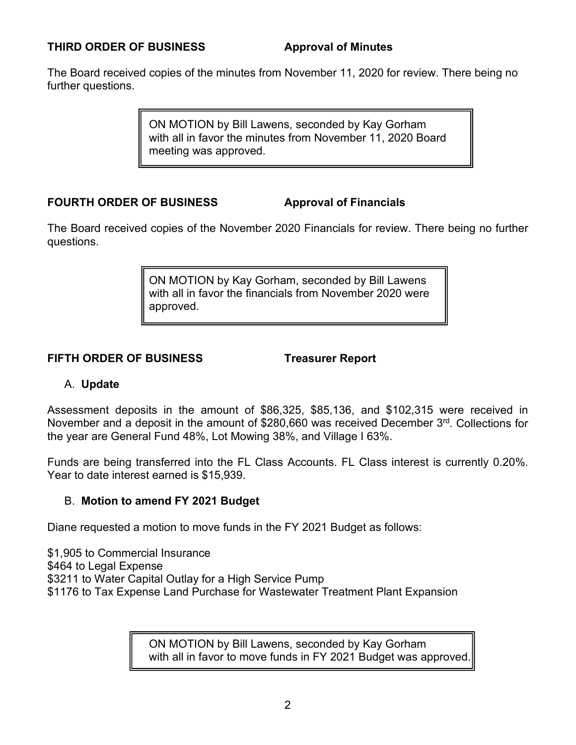**THIRD ORDER OF BUSINESS Approval of Minutes**

The Board received copies of the minutes from November 11, 2020 for review. There being no further questions.

> ON MOTION by Bill Lawens, seconded by Kay Gorham with all in favor the minutes from November 11, 2020 Board meeting was approved.

**FOURTH ORDER OF BUSINESS Approval of Financials**

The Board received copies of the November 2020 Financials for review. There being no further questions.

> ON MOTION by Kay Gorham, seconded by Bill Lawens with all in favor the financials from November 2020 were approved.

**FIFTH ORDER OF BUSINESS Treasurer Report**

A. **Update**

Assessment deposits in the amount of $86,325, $85,136, and $102,315 were received in November and a deposit in the amount of $280,660 was received December 3rd. Collections for the year are General Fund 48%, Lot Mowing 38%, and Village I 63%.

Funds are being transferred into the FL Class Accounts. FL Class interest is currently 0.20%. Year to date interest earned is $15,939.

B. **Motion to amend FY 2021 Budget**

Diane requested a motion to move funds in the FY 2021 Budget as follows:

$1,905 to Commercial Insurance
$464 to Legal Expense
$3211 to Water Capital Outlay for a High Service Pump
$1176 to Tax Expense Land Purchase for Wastewater Treatment Plant Expansion

> ON MOTION by Bill Lawens, seconded by Kay Gorham with all in favor to move funds in FY 2021 Budget was approved.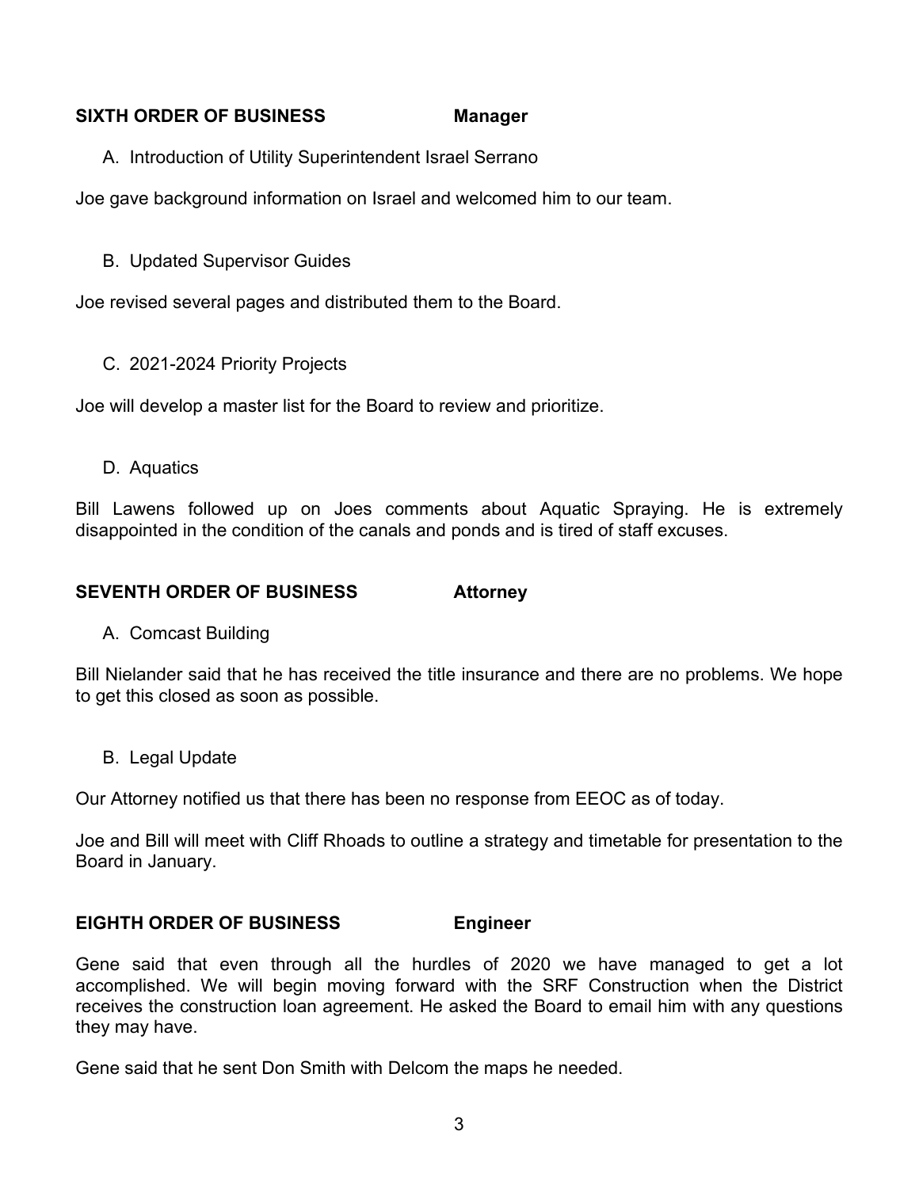**SIXTH ORDER OF BUSINESS Manager**

A. Introduction of Utility Superintendent Israel Serrano

Joe gave background information on Israel and welcomed him to our team.

B. Updated Supervisor Guides

Joe revised several pages and distributed them to the Board.

C. 2021-2024 Priority Projects

Joe will develop a master list for the Board to review and prioritize.

D. Aquatics

Bill Lawens followed up on Joes comments about Aquatic Spraying. He is extremely disappointed in the condition of the canals and ponds and is tired of staff excuses.

**SEVENTH ORDER OF BUSINESS Attorney**

A. Comcast Building

Bill Nielander said that he has received the title insurance and there are no problems. We hope to get this closed as soon as possible.

B. Legal Update

Our Attorney notified us that there has been no response from EEOC as of today.

Joe and Bill will meet with Cliff Rhoads to outline a strategy and timetable for presentation to the Board in January.

**EIGHTH ORDER OF BUSINESS Engineer**

Gene said that even through all the hurdles of 2020 we have managed to get a lot accomplished. We will begin moving forward with the SRF Construction when the District receives the construction loan agreement. He asked the Board to email him with any questions they may have.

Gene said that he sent Don Smith with Delcom the maps he needed.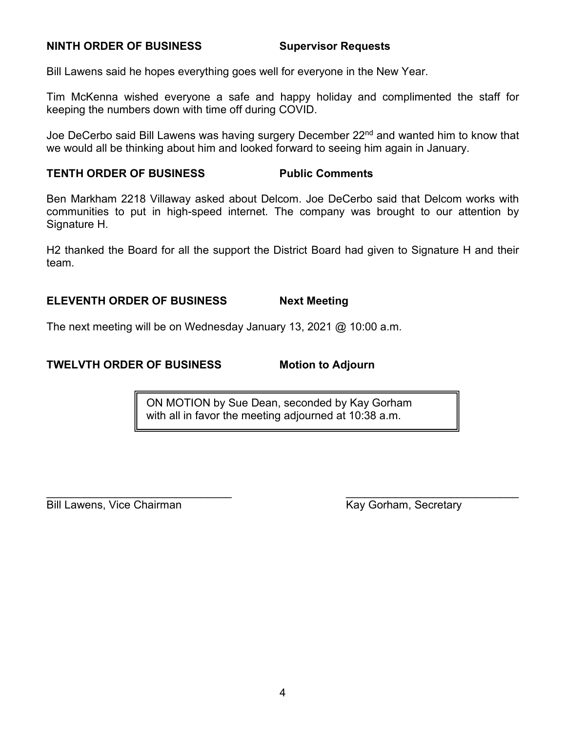**NINTH ORDER OF BUSINESS Supervisor Requests**

Bill Lawens said he hopes everything goes well for everyone in the New Year.

Tim McKenna wished everyone a safe and happy holiday and complimented the staff for keeping the numbers down with time off during COVID.

Joe DeCerbo said Bill Lawens was having surgery December 22nd and wanted him to know that we would all be thinking about him and looked forward to seeing him again in January.

**TENTH ORDER OF BUSINESS Public Comments**

Ben Markham 2218 Villaway asked about Delcom. Joe DeCerbo said that Delcom works with communities to put in high-speed internet. The company was brought to our attention by Signature H.

H2 thanked the Board for all the support the District Board had given to Signature H and their team.

**ELEVENTH ORDER OF BUSINESS Next Meeting**

The next meeting will be on Wednesday January 13, 2021 @ 10:00 a.m.

**TWELVTH ORDER OF BUSINESS Motion to Adjourn**

> ON MOTION by Sue Dean, seconded by Kay Gorham with all in favor the meeting adjourned at 10:38 a.m.

\_\_\_\_\_\_\_\_\_\_\_\_\_\_\_\_\_\_\_\_\_\_\_\_\_\_\_\_\_\_
Bill Lawens, Vice Chairman

\_\_\_\_\_\_\_\_\_\_\_\_\_\_\_\_\_\_\_\_\_\_\_\_\_\_\_\_\_\_
Kay Gorham, Secretary